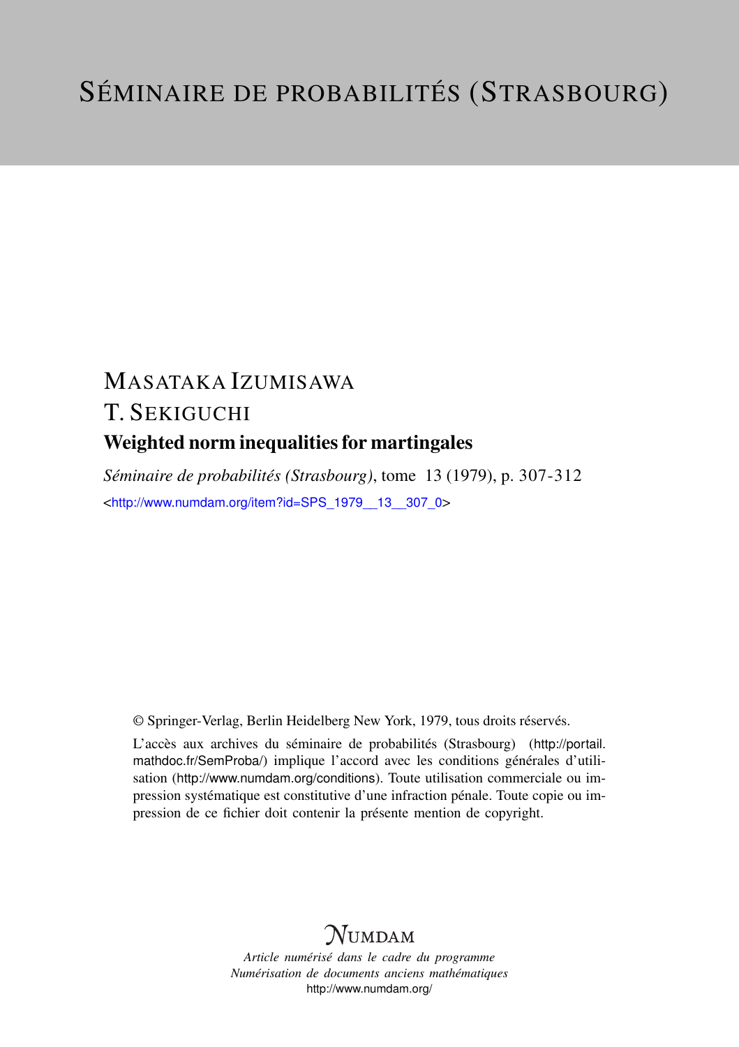# SÉMINAIRE DE PROBABILITÉS (STRASBOURG)

MASATAKA IZUMISAWA

T. SEKIGUCHI

## Weighted norm inequalities for martingales

*Séminaire de probabilités (Strasbourg)*, tome 13 (1979), p. 307-312

<http://www.numdam.org/item?id=SPS_1979__13__307_0>

© Springer-Verlag, Berlin Heidelberg New York, 1979, tous droits réservés.

L'accès aux archives du séminaire de probabilités (Strasbourg) (http://portail.mathdoc.fr/SemProba/) implique l'accord avec les conditions générales d'utilisation (http://www.numdam.org/conditions). Toute utilisation commerciale ou impression systématique est constitutive d'une infraction pénale. Toute copie ou impression de ce fichier doit contenir la présente mention de copyright.

NUMDAM

*Article numérisé dans le cadre du programme*
*Numérisation de documents anciens mathématiques*
http://www.numdam.org/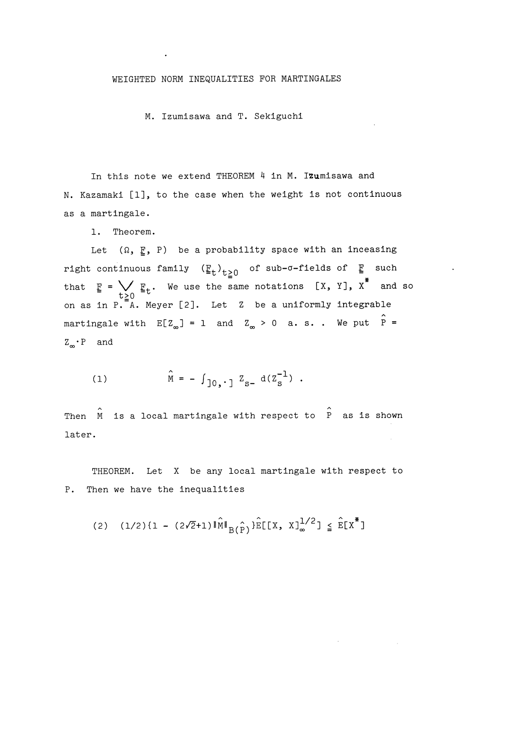# WEIGHTED NORM INEQUALITIES FOR MARTINGALES

M. Izumisawa and T. Sekiguchi

In this note we extend THEOREM 4 in M. Izumisawa and N. Kazamaki [1], to the case when the weight is not continuous as a martingale.

1. Theorem.

Let $(\Omega, \underline{\underline{F}}, P)$ be a probability space with an inceasing right continuous family $(\underline{\underline{F}}_t)_{t \geq 0}$ of sub-$\sigma$-fields of $\underline{\underline{F}}$ such that $\underline{\underline{F}} = \bigvee_{t \geq 0} \underline{\underline{F}}_t$. We use the same notations $[X, Y]$, $X^*$ and so on as in P. A. Meyer [2]. Let $Z$ be a uniformly integrable martingale with $E[Z_\infty] = 1$ and $Z_\infty > 0$ a. s. . We put $\hat{P} = Z_\infty \cdot P$ and

$$(1) \qquad \hat{M} = - \int_{]0,\cdot]} Z_{s-} \, d(Z_s^{-1}) .$$

Then $\hat{M}$ is a local martingale with respect to $\hat{P}$ as is shown later.

THEOREM. Let $X$ be any local martingale with respect to $P$. Then we have the inequalities

$$(2) \quad (1/2)\{1 - (2\sqrt{2}+1)\|\hat{M}\|_{B(\hat{P})}\}\hat{E}[[X, X]_\infty^{1/2}] \leq \hat{E}[X^*]$$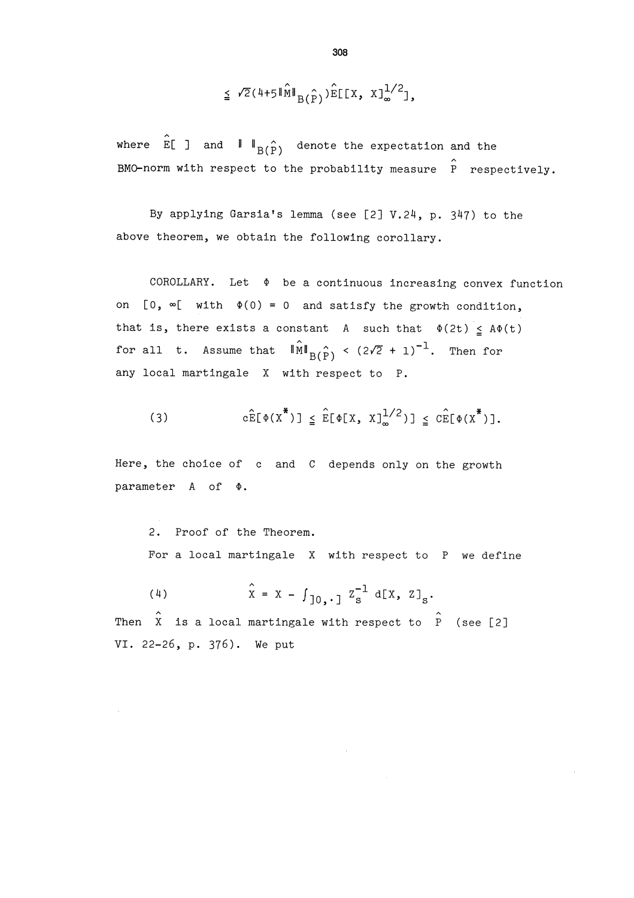$$\leqq \sqrt{2}(4+5\|\hat{M}\|_{B(\hat{P})})\hat{E}[[X, X]_\infty^{1/2}],$$

where $\hat{E}[\ ]$ and $\|\ \|_{B(\hat{P})}$ denote the expectation and the BMO-norm with respect to the probability measure $\hat{P}$ respectively.

By applying Garsia's lemma (see [2] V.24, p. 347) to the above theorem, we obtain the following corollary.

COROLLARY. Let $\Phi$ be a continuous increasing convex function on $[0, \infty[$ with $\Phi(0) = 0$ and satisfy the growth condition, that is, there exists a constant $A$ such that $\Phi(2t) \leqq A\Phi(t)$ for all $t$. Assume that $\|\hat{M}\|_{B(\hat{P})} < (2\sqrt{2} + 1)^{-1}$. Then for any local martingale $X$ with respect to $P$.

$$(3) \qquad c\hat{E}[\Phi(X^*)] \leqq \hat{E}[\Phi[X, X]_\infty^{1/2})] \leqq C\hat{E}[\Phi(X^*)].$$

Here, the choice of $c$ and $C$ depends only on the growth parameter $A$ of $\Phi$.

2. Proof of the Theorem.

For a local martingale $X$ with respect to $P$ we define

$$(4) \qquad \hat{X} = X - \int_{]0,\cdot]} Z_s^{-1}\, d[X, Z]_s.$$

Then $\hat{X}$ is a local martingale with respect to $\hat{P}$ (see [2] VI. 22-26, p. 376). We put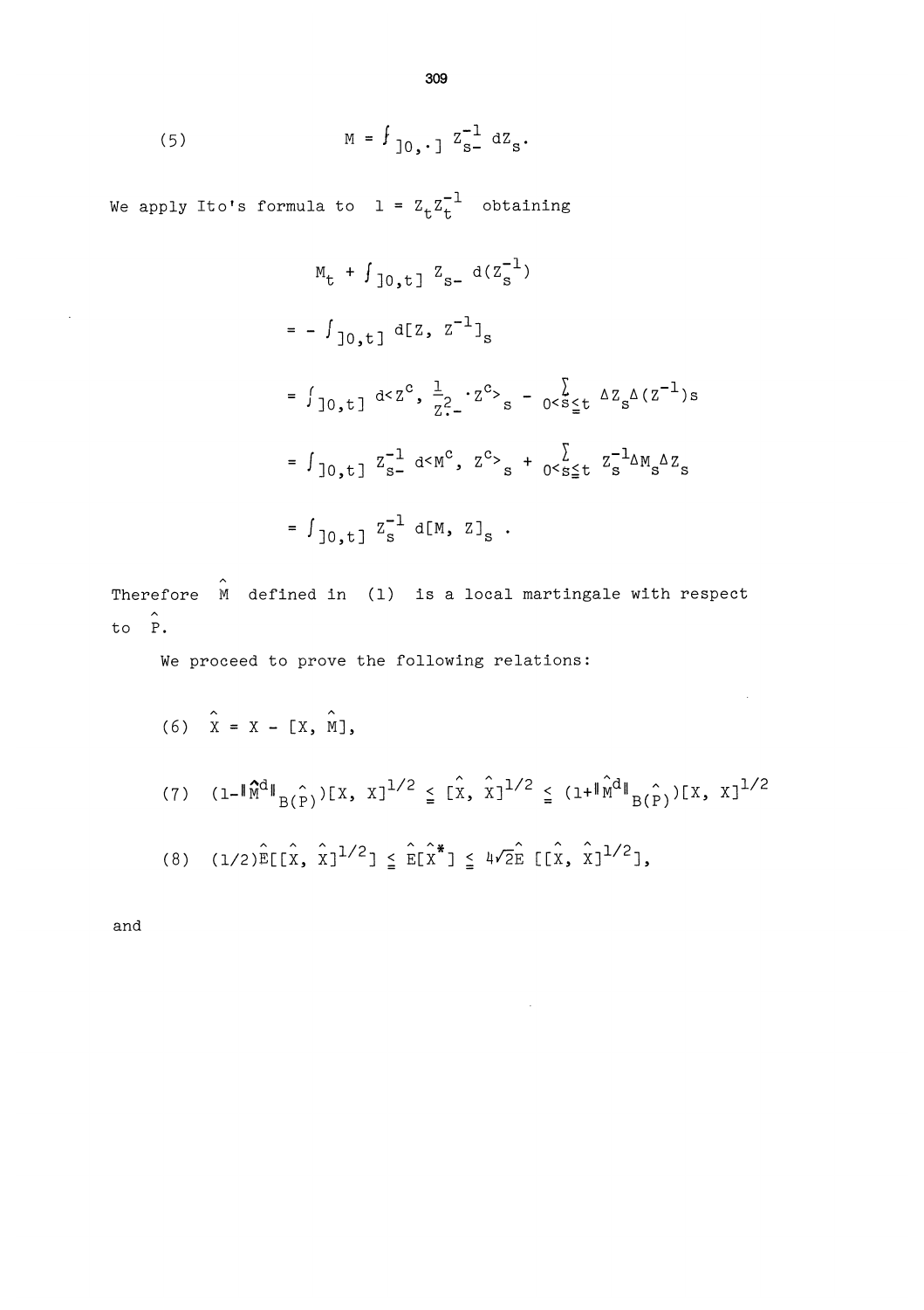$$(5) \qquad M = \int_{]0,\cdot]} Z_{s-}^{-1} \, dZ_s.$$

We apply Ito's formula to $1 = Z_t Z_t^{-1}$ obtaining

$$M_t + \int_{]0,t]} Z_{s-} \, d(Z_s^{-1})$$

$$= - \int_{]0,t]} d[Z, Z^{-1}]_s$$

$$= \int_{]0,t]} d\langle Z^c, \frac{1}{Z_{\cdot-}^2} \cdot Z^c \rangle_s - \sum_{0<s\leqq t} \Delta Z_s \Delta (Z^{-1})_s$$

$$= \int_{]0,t]} Z_{s-}^{-1} \, d\langle M^c, Z^c \rangle_s + \sum_{0<s\leqq t} Z_s^{-1} \Delta M_s \Delta Z_s$$

$$= \int_{]0,t]} Z_s^{-1} \, d[M, Z]_s \; .$$

Therefore $\hat{M}$ defined in (1) is a local martingale with respect to $\hat{P}$.

We proceed to prove the following relations:

$$(6) \quad \hat{X} = X - [X, \hat{M}],$$

$$(7) \quad (1 - \|\hat{M}^d\|_{B(\hat{P})})[X, X]^{1/2} \leqq [\hat{X}, \hat{X}]^{1/2} \leqq (1 + \|\hat{M}^d\|_{B(\hat{P})})[X, X]^{1/2}$$

$$(8) \quad (1/2)\hat{E}[[\hat{X}, \hat{X}]^{1/2}] \leq \hat{E}[\hat{X}^*] \leq 4\sqrt{2}\hat{E}\,[[\hat{X}, \hat{X}]^{1/2}],$$

and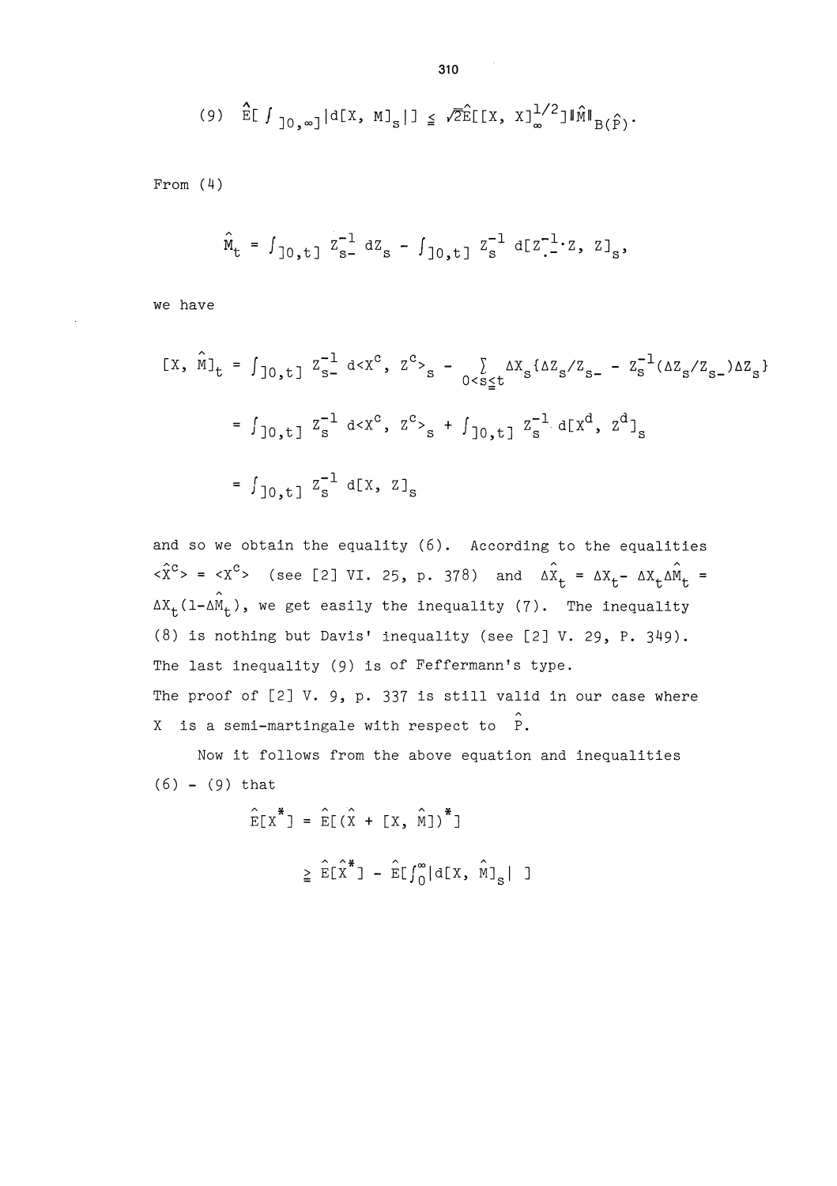$$(9) \quad \hat{E}[\int_{]0,\infty]} |d[X, M]_s|] \leqq \sqrt{2}\hat{E}[[X, X]_\infty^{1/2}] \|\hat{M}\|_{B(\hat{P})}.$$

From (4)

$$\hat{M}_t = \int_{]0,t]} Z_{s-}^{-1}\, dZ_s - \int_{]0,t]} Z_s^{-1}\, d[Z_{\cdot-}^{-1} \cdot Z,\ Z]_s,$$

we have

$$\begin{aligned}
[X, \hat{M}]_t &= \int_{]0,t]} Z_{s-}^{-1}\, d\langle X^c, Z^c\rangle_s - \sum_{0<s\leqq t} \Delta X_s \{\Delta Z_s / Z_{s-} - Z_s^{-1}(\Delta Z_s / Z_{s-})\Delta Z_s\} \\
&= \int_{]0,t]} Z_s^{-1}\, d\langle X^c, Z^c\rangle_s + \int_{]0,t]} Z_s^{-1}\, d[X^d, Z^d]_s \\
&= \int_{]0,t]} Z_s^{-1}\, d[X, Z]_s
\end{aligned}$$

and so we obtain the equality (6). According to the equalities $\langle \hat{X}^c \rangle = \langle X^c \rangle$ (see [2] VI. 25, p. 378) and $\Delta\hat{X}_t = \Delta X_t - \Delta X_t \Delta\hat{M}_t = \Delta X_t(1-\Delta\hat{M}_t)$, we get easily the inequality (7). The inequality (8) is nothing but Davis' inequality (see [2] V. 29, P. 349). The last inequality (9) is of Feffermann's type.
The proof of [2] V. 9, p. 337 is still valid in our case where $X$ is a semi-martingale with respect to $\hat{P}$.

Now it follows from the above equation and inequalities (6) - (9) that

$$\begin{aligned}
\hat{E}[X^*] &= \hat{E}[(\hat{X} + [X, \hat{M}])^*] \\
&\geqq \hat{E}[\hat{X}^*] - \hat{E}[\int_0^\infty |d[X, \hat{M}]_s|\ ]
\end{aligned}$$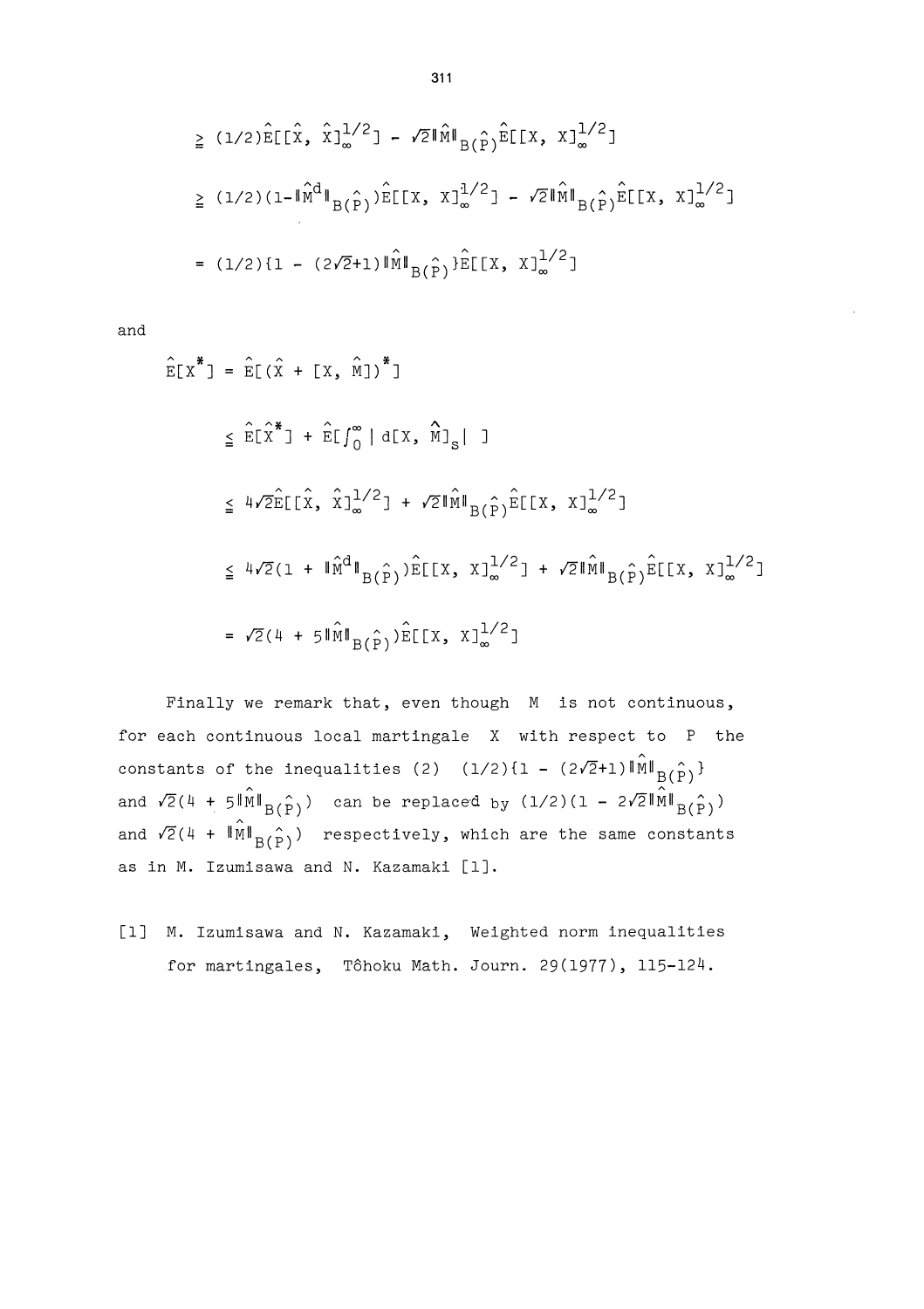$$\geqq (1/2)\hat{E}[[\hat{X}, \hat{X}]_\infty^{1/2}] - \sqrt{2}\|\hat{M}\|_{B(\hat{P})}\hat{E}[[X, X]_\infty^{1/2}]$$

$$\geqq (1/2)(1-\|\hat{M}^d\|_{B(\hat{P})})\hat{E}[[X, X]_\infty^{1/2}] - \sqrt{2}\|\hat{M}\|_{B(\hat{P})}\hat{E}[[X, X]_\infty^{1/2}]$$

$$= (1/2)\{1 - (2\sqrt{2}+1)\|\hat{M}\|_{B(\hat{P})}\}\hat{E}[[X, X]_\infty^{1/2}]$$

and

$$\hat{E}[X^*] = \hat{E}[(\hat{X} + [X, \hat{M}])^*]$$

$$\leqq \hat{E}[\hat{X}^*] + \hat{E}[\int_0^\infty |\, d[X, \hat{M}]_s|\ ]$$

$$\leqq 4\sqrt{2}\hat{E}[[\hat{X}, \hat{X}]_\infty^{1/2}] + \sqrt{2}\|\hat{M}\|_{B(\hat{P})}\hat{E}[[X, X]_\infty^{1/2}]$$

$$\leqq 4\sqrt{2}(1 + \|\hat{M}^d\|_{B(\hat{P})})\hat{E}[[X, X]_\infty^{1/2}] + \sqrt{2}\|\hat{M}\|_{B(\hat{P})}\hat{E}[[X, X]_\infty^{1/2}]$$

$$= \sqrt{2}(4 + 5\|\hat{M}\|_{B(\hat{P})})\hat{E}[[X, X]_\infty^{1/2}]$$

Finally we remark that, even though $M$ is not continuous, for each continuous local martingale $X$ with respect to $P$ the constants of the inequalities (2) $(1/2)\{1 - (2\sqrt{2}+1)\|\hat{M}\|_{B(\hat{P})}\}$ and $\sqrt{2}(4 + 5\|\hat{M}\|_{B(\hat{P})})$ can be replaced by $(1/2)(1 - 2\sqrt{2}\|\hat{M}\|_{B(\hat{P})})$ and $\sqrt{2}(4 + \|\hat{M}\|_{B(\hat{P})})$ respectively, which are the same constants as in M. Izumisawa and N. Kazamaki [1].

[1] M. Izumisawa and N. Kazamaki, Weighted norm inequalities for martingales, Tôhoku Math. Journ. 29(1977), 115-124.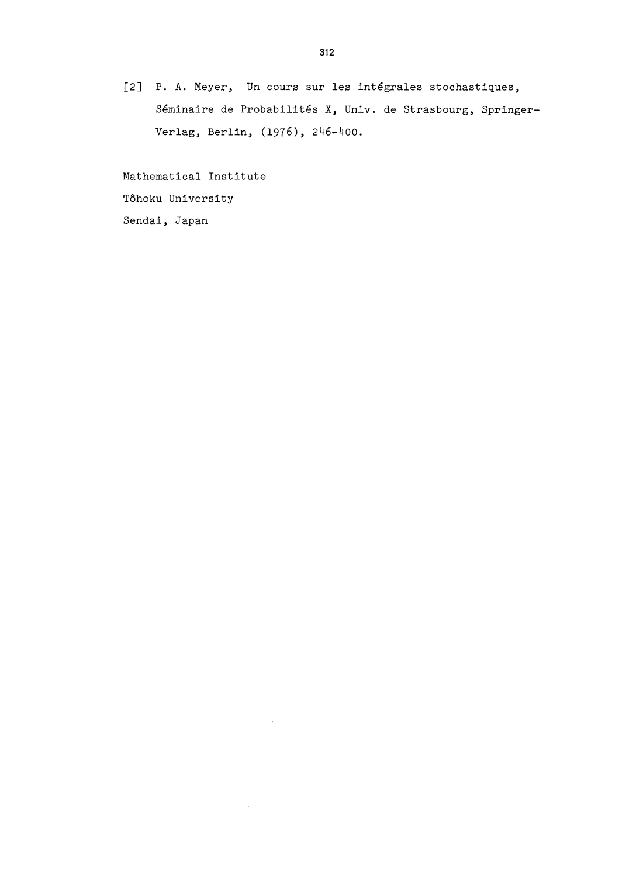[2] P. A. Meyer, Un cours sur les intégrales stochastiques, Séminaire de Probabilités X, Univ. de Strasbourg, Springer-Verlag, Berlin, (1976), 246-400.

Mathematical Institute
Tôhoku University
Sendai, Japan